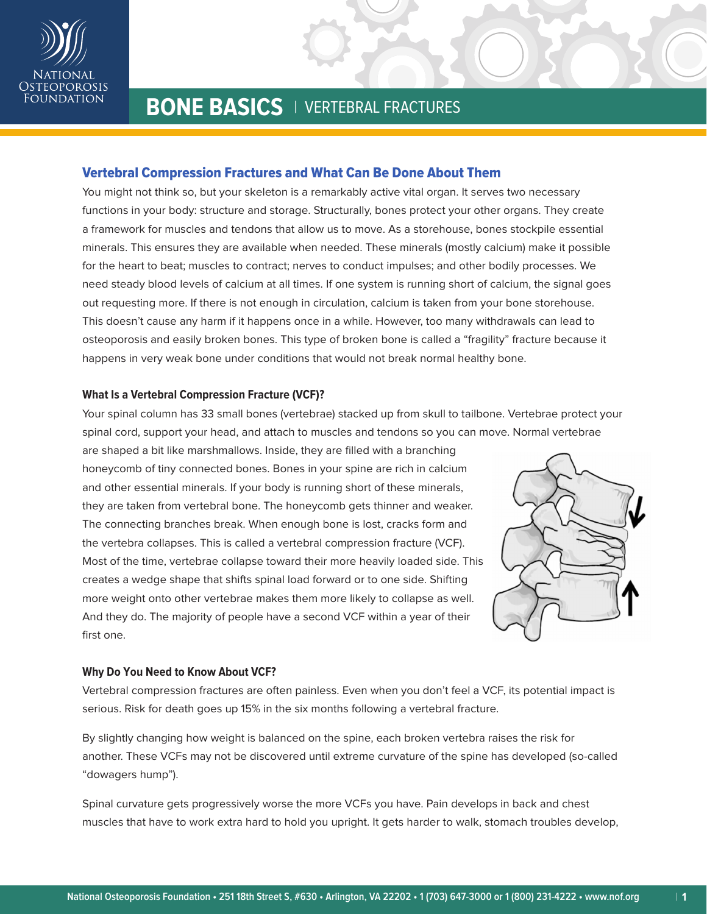# BONE BASICS | VERTEBRAL FRACTURES

## Vertebral Compression Fractures and What Can Be Done About Them

You might not think so, but your skeleton is a remarkably active vital organ. It serves two necessary functions in your body: structure and storage. Structurally, bones protect your other organs. They create a framework for muscles and tendons that allow us to move. As a storehouse, bones stockpile essential minerals. This ensures they are available when needed. These minerals (mostly calcium) make it possible for the heart to beat; muscles to contract; nerves to conduct impulses; and other bodily processes. We need steady blood levels of calcium at all times. If one system is running short of calcium, the signal goes out requesting more. If there is not enough in circulation, calcium is taken from your bone storehouse. This doesn't cause any harm if it happens once in a while. However, too many withdrawals can lead to osteoporosis and easily broken bones. This type of broken bone is called a "fragility" fracture because it happens in very weak bone under conditions that would not break normal healthy bone.

### What Is a Vertebral Compression Fracture (VCF)?

Your spinal column has 33 small bones (vertebrae) stacked up from skull to tailbone. Vertebrae protect your spinal cord, support your head, and attach to muscles and tendons so you can move. Normal vertebrae are shaped a bit like marshmallows. Inside, they are filled with a branching honeycomb of tiny connected bones. Bones in your spine are rich in calcium and other essential minerals. If your body is running short of these minerals, they are taken from vertebral bone. The honeycomb gets thinner and weaker. The connecting branches break. When enough bone is lost, cracks form and the vertebra collapses. This is called a vertebral compression fracture (VCF). Most of the time, vertebrae collapse toward their more heavily loaded side. This creates a wedge shape that shifts spinal load forward or to one side. Shifting more weight onto other vertebrae makes them more likely to collapse as well. And they do. The majority of people have a second VCF within a year of their first one.

### Why Do You Need to Know About VCF?

Vertebral compression fractures are often painless. Even when you don't feel a VCF, its potential impact is serious. Risk for death goes up 15% in the six months following a vertebral fracture.

By slightly changing how weight is balanced on the spine, each broken vertebra raises the risk for another. These VCFs may not be discovered until extreme curvature of the spine has developed (so-called "dowagers hump").

Spinal curvature gets progressively worse the more VCFs you have. Pain develops in back and chest muscles that have to work extra hard to hold you upright. It gets harder to walk, stomach troubles develop,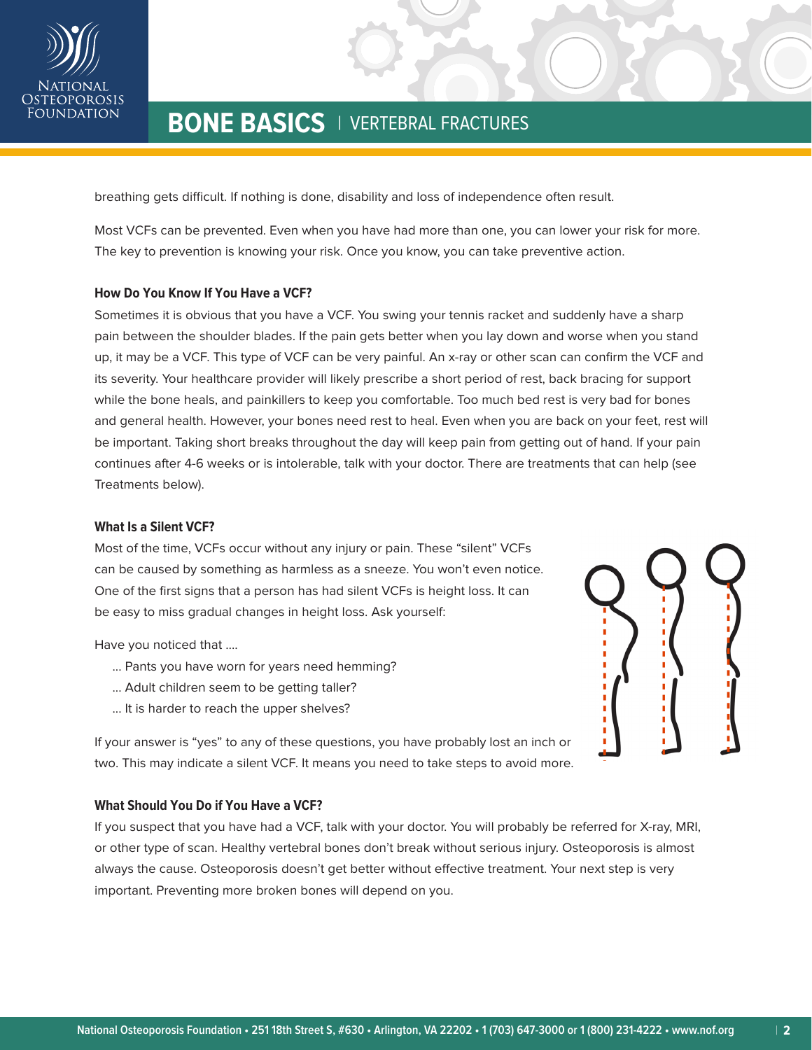breathing gets difficult. If nothing is done, disability and loss of independence often result.

Most VCFs can be prevented. Even when you have had more than one, you can lower your risk for more. The key to prevention is knowing your risk. Once you know, you can take preventive action.

### How Do You Know If You Have a VCF?

Sometimes it is obvious that you have a VCF. You swing your tennis racket and suddenly have a sharp pain between the shoulder blades. If the pain gets better when you lay down and worse when you stand up, it may be a VCF. This type of VCF can be very painful. An x-ray or other scan can confirm the VCF and its severity. Your healthcare provider will likely prescribe a short period of rest, back bracing for support while the bone heals, and painkillers to keep you comfortable. Too much bed rest is very bad for bones and general health. However, your bones need rest to heal. Even when you are back on your feet, rest will be important. Taking short breaks throughout the day will keep pain from getting out of hand. If your pain continues after 4-6 weeks or is intolerable, talk with your doctor. There are treatments that can help (see Treatments below).

### What Is a Silent VCF?

Most of the time, VCFs occur without any injury or pain. These "silent" VCFs can be caused by something as harmless as a sneeze. You won't even notice. One of the first signs that a person has had silent VCFs is height loss. It can be easy to miss gradual changes in height loss. Ask yourself:

Have you noticed that ....

- ... Pants you have worn for years need hemming?
- ... Adult children seem to be getting taller?
- ... It is harder to reach the upper shelves?

If your answer is "yes" to any of these questions, you have probably lost an inch or two. This may indicate a silent VCF. It means you need to take steps to avoid more.

### What Should You Do if You Have a VCF?

If you suspect that you have had a VCF, talk with your doctor. You will probably be referred for X-ray, MRI, or other type of scan. Healthy vertebral bones don't break without serious injury. Osteoporosis is almost always the cause. Osteoporosis doesn't get better without effective treatment. Your next step is very important. Preventing more broken bones will depend on you.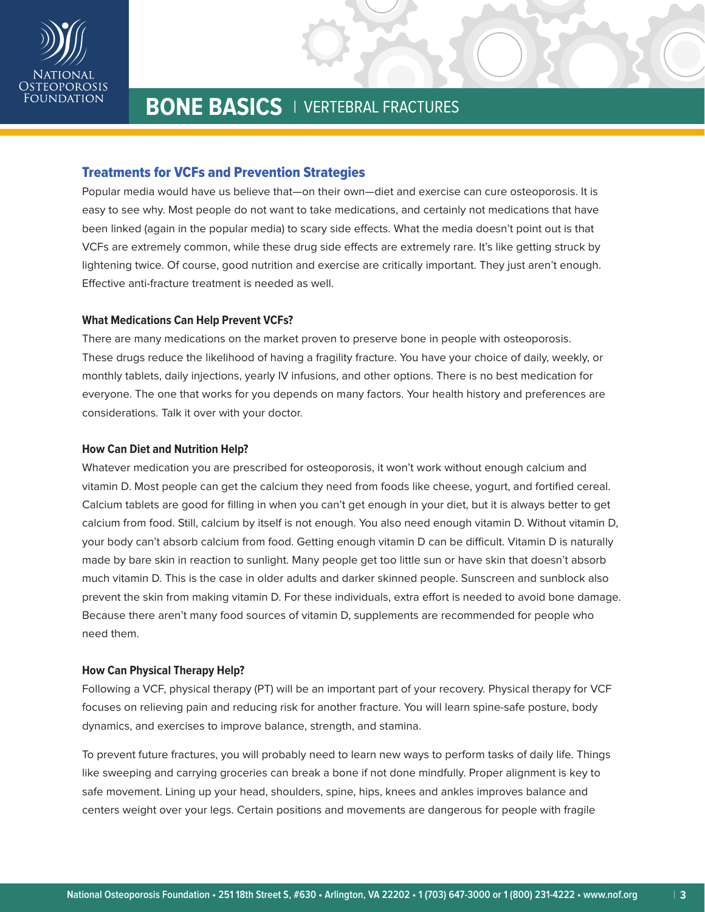## Treatments for VCFs and Prevention Strategies

Popular media would have us believe that—on their own—diet and exercise can cure osteoporosis. It is easy to see why. Most people do not want to take medications, and certainly not medications that have been linked (again in the popular media) to scary side effects. What the media doesn't point out is that VCFs are extremely common, while these drug side effects are extremely rare. It's like getting struck by lightening twice. Of course, good nutrition and exercise are critically important. They just aren't enough. Effective anti-fracture treatment is needed as well.

### What Medications Can Help Prevent VCFs?

There are many medications on the market proven to preserve bone in people with osteoporosis. These drugs reduce the likelihood of having a fragility fracture. You have your choice of daily, weekly, or monthly tablets, daily injections, yearly IV infusions, and other options. There is no best medication for everyone. The one that works for you depends on many factors. Your health history and preferences are considerations. Talk it over with your doctor.

### How Can Diet and Nutrition Help?

Whatever medication you are prescribed for osteoporosis, it won't work without enough calcium and vitamin D. Most people can get the calcium they need from foods like cheese, yogurt, and fortified cereal. Calcium tablets are good for filling in when you can't get enough in your diet, but it is always better to get calcium from food. Still, calcium by itself is not enough. You also need enough vitamin D. Without vitamin D, your body can't absorb calcium from food. Getting enough vitamin D can be difficult. Vitamin D is naturally made by bare skin in reaction to sunlight. Many people get too little sun or have skin that doesn't absorb much vitamin D. This is the case in older adults and darker skinned people. Sunscreen and sunblock also prevent the skin from making vitamin D. For these individuals, extra effort is needed to avoid bone damage. Because there aren't many food sources of vitamin D, supplements are recommended for people who need them.

### How Can Physical Therapy Help?

Following a VCF, physical therapy (PT) will be an important part of your recovery. Physical therapy for VCF focuses on relieving pain and reducing risk for another fracture. You will learn spine-safe posture, body dynamics, and exercises to improve balance, strength, and stamina.

To prevent future fractures, you will probably need to learn new ways to perform tasks of daily life. Things like sweeping and carrying groceries can break a bone if not done mindfully. Proper alignment is key to safe movement. Lining up your head, shoulders, spine, hips, knees and ankles improves balance and centers weight over your legs. Certain positions and movements are dangerous for people with fragile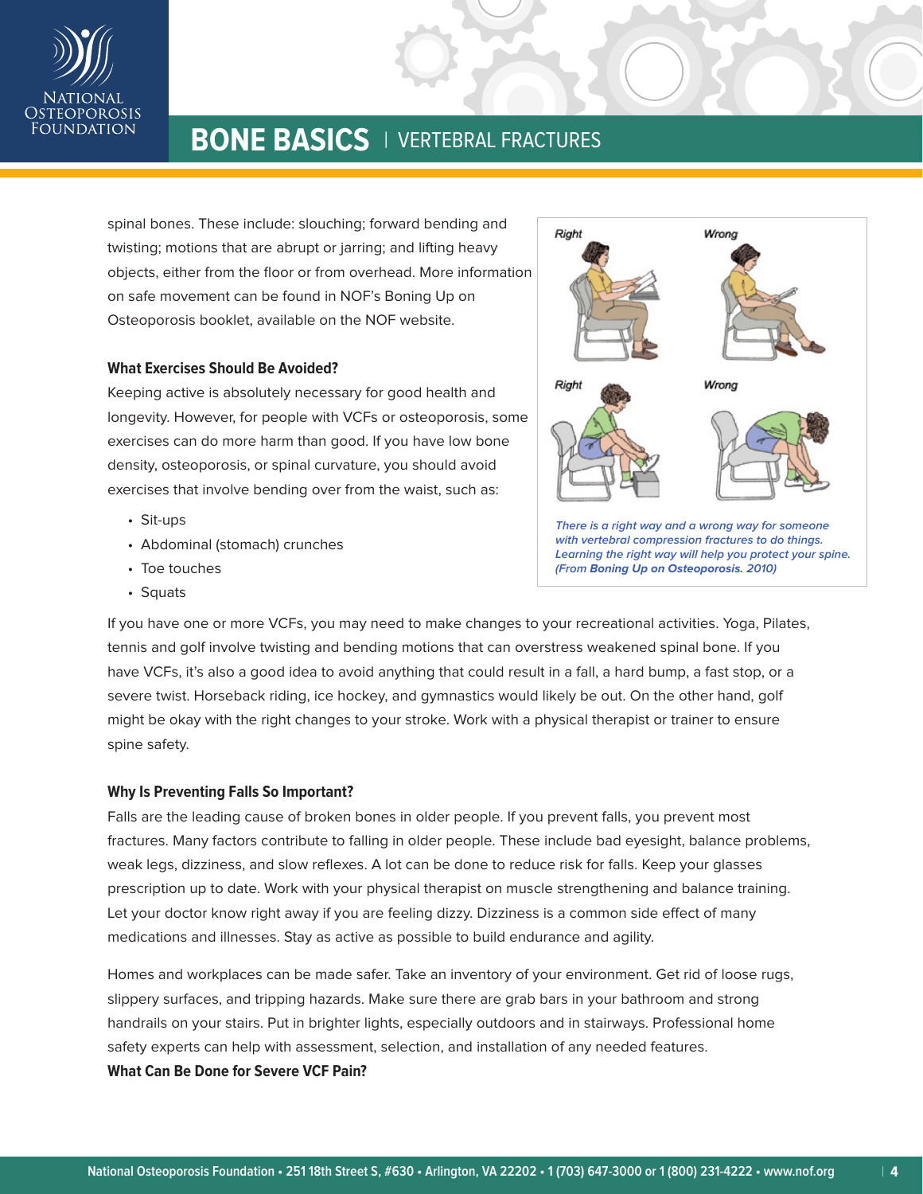spinal bones. These include: slouching; forward bending and twisting; motions that are abrupt or jarring; and lifting heavy objects, either from the floor or from overhead. More information on safe movement can be found in NOF's Boning Up on Osteoporosis booklet, available on the NOF website.

Right Wrong

Right Wrong

*There is a right way and a wrong way for someone with vertebral compression fractures to do things. Learning the right way will help you protect your spine. (From* ***Boning Up on Osteoporosis. 2010****)*

### What Exercises Should Be Avoided?

Keeping active is absolutely necessary for good health and longevity. However, for people with VCFs or osteoporosis, some exercises can do more harm than good. If you have low bone density, osteoporosis, or spinal curvature, you should avoid exercises that involve bending over from the waist, such as:

- Sit-ups
- Abdominal (stomach) crunches
- Toe touches
- Squats

If you have one or more VCFs, you may need to make changes to your recreational activities. Yoga, Pilates, tennis and golf involve twisting and bending motions that can overstress weakened spinal bone. If you have VCFs, it's also a good idea to avoid anything that could result in a fall, a hard bump, a fast stop, or a severe twist. Horseback riding, ice hockey, and gymnastics would likely be out. On the other hand, golf might be okay with the right changes to your stroke. Work with a physical therapist or trainer to ensure spine safety.

### Why Is Preventing Falls So Important?

Falls are the leading cause of broken bones in older people. If you prevent falls, you prevent most fractures. Many factors contribute to falling in older people. These include bad eyesight, balance problems, weak legs, dizziness, and slow reflexes. A lot can be done to reduce risk for falls. Keep your glasses prescription up to date. Work with your physical therapist on muscle strengthening and balance training. Let your doctor know right away if you are feeling dizzy. Dizziness is a common side effect of many medications and illnesses. Stay as active as possible to build endurance and agility.

Homes and workplaces can be made safer. Take an inventory of your environment. Get rid of loose rugs, slippery surfaces, and tripping hazards. Make sure there are grab bars in your bathroom and strong handrails on your stairs. Put in brighter lights, especially outdoors and in stairways. Professional home safety experts can help with assessment, selection, and installation of any needed features.

### What Can Be Done for Severe VCF Pain?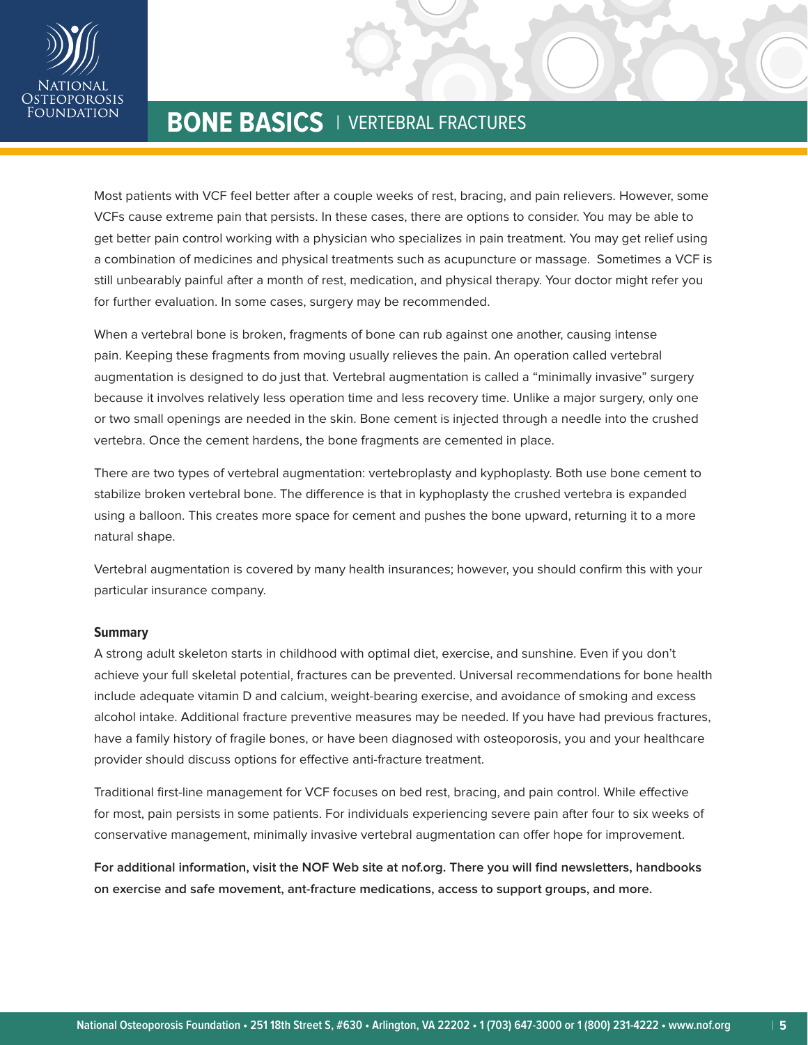Most patients with VCF feel better after a couple weeks of rest, bracing, and pain relievers. However, some VCFs cause extreme pain that persists. In these cases, there are options to consider. You may be able to get better pain control working with a physician who specializes in pain treatment. You may get relief using a combination of medicines and physical treatments such as acupuncture or massage. Sometimes a VCF is still unbearably painful after a month of rest, medication, and physical therapy. Your doctor might refer you for further evaluation. In some cases, surgery may be recommended.

When a vertebral bone is broken, fragments of bone can rub against one another, causing intense pain. Keeping these fragments from moving usually relieves the pain. An operation called vertebral augmentation is designed to do just that. Vertebral augmentation is called a "minimally invasive" surgery because it involves relatively less operation time and less recovery time. Unlike a major surgery, only one or two small openings are needed in the skin. Bone cement is injected through a needle into the crushed vertebra. Once the cement hardens, the bone fragments are cemented in place.

There are two types of vertebral augmentation: vertebroplasty and kyphoplasty. Both use bone cement to stabilize broken vertebral bone. The difference is that in kyphoplasty the crushed vertebra is expanded using a balloon. This creates more space for cement and pushes the bone upward, returning it to a more natural shape.

Vertebral augmentation is covered by many health insurances; however, you should confirm this with your particular insurance company.

### Summary

A strong adult skeleton starts in childhood with optimal diet, exercise, and sunshine. Even if you don't achieve your full skeletal potential, fractures can be prevented. Universal recommendations for bone health include adequate vitamin D and calcium, weight-bearing exercise, and avoidance of smoking and excess alcohol intake. Additional fracture preventive measures may be needed. If you have had previous fractures, have a family history of fragile bones, or have been diagnosed with osteoporosis, you and your healthcare provider should discuss options for effective anti-fracture treatment.

Traditional first-line management for VCF focuses on bed rest, bracing, and pain control. While effective for most, pain persists in some patients. For individuals experiencing severe pain after four to six weeks of conservative management, minimally invasive vertebral augmentation can offer hope for improvement.

**For additional information, visit the NOF Web site at nof.org. There you will find newsletters, handbooks on exercise and safe movement, ant-fracture medications, access to support groups, and more.**